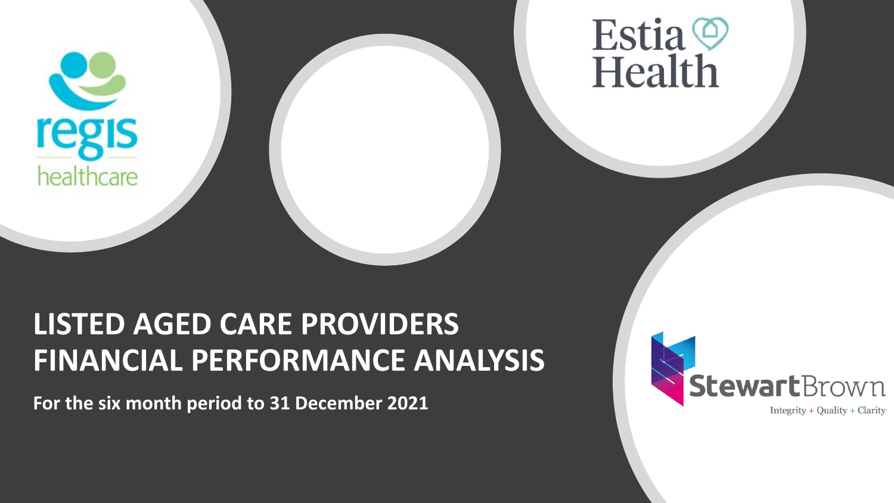# LISTED AGED CARE PROVIDERS FINANCIAL PERFORMANCE ANALYSIS

**For the six month period to 31 December 2021**

regis healthcare

Estia Health

StewartBrown

Integrity + Quality + Clarity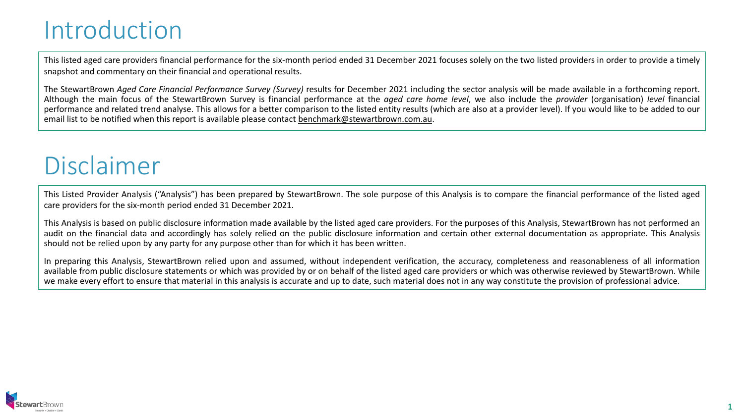# Introduction

This listed aged care providers financial performance for the six-month period ended 31 December 2021 focuses solely on the two listed providers in order to provide a timely snapshot and commentary on their financial and operational results.

The StewartBrown *Aged Care Financial Performance Survey (Survey)* results for December 2021 including the sector analysis will be made available in a forthcoming report. Although the main focus of the StewartBrown Survey is financial performance at the *aged care home level*, we also include the *provider* (organisation) *level* financial performance and related trend analyse. This allows for a better comparison to the listed entity results (which are also at a provider level). If you would like to be added to our email list to be notified when this report is available please contact benchmark@stewartbrown.com.au.

# Disclaimer

This Listed Provider Analysis ("Analysis") has been prepared by StewartBrown. The sole purpose of this Analysis is to compare the financial performance of the listed aged care providers for the six-month period ended 31 December 2021.

This Analysis is based on public disclosure information made available by the listed aged care providers. For the purposes of this Analysis, StewartBrown has not performed an audit on the financial data and accordingly has solely relied on the public disclosure information and certain other external documentation as appropriate. This Analysis should not be relied upon by any party for any purpose other than for which it has been written.

In preparing this Analysis, StewartBrown relied upon and assumed, without independent verification, the accuracy, completeness and reasonableness of all information available from public disclosure statements or which was provided by or on behalf of the listed aged care providers or which was otherwise reviewed by StewartBrown. While we make every effort to ensure that material in this analysis is accurate and up to date, such material does not in any way constitute the provision of professional advice.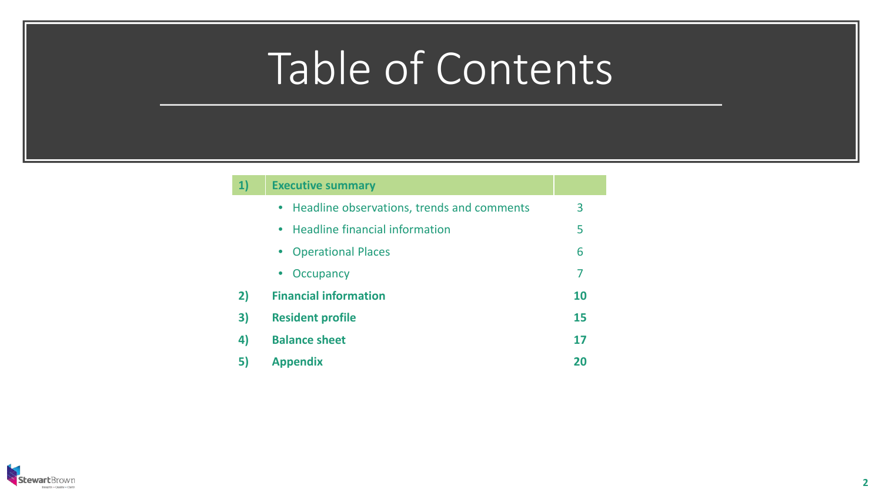# Table of Contents

| 1) | **Executive summary** | |
|---|---|---|
| | • Headline observations, trends and comments | 3 |
| | • Headline financial information | 5 |
| | • Operational Places | 6 |
| | • Occupancy | 7 |
| **2)** | **Financial information** | **10** |
| **3)** | **Resident profile** | **15** |
| **4)** | **Balance sheet** | **17** |
| **5)** | **Appendix** | **20** |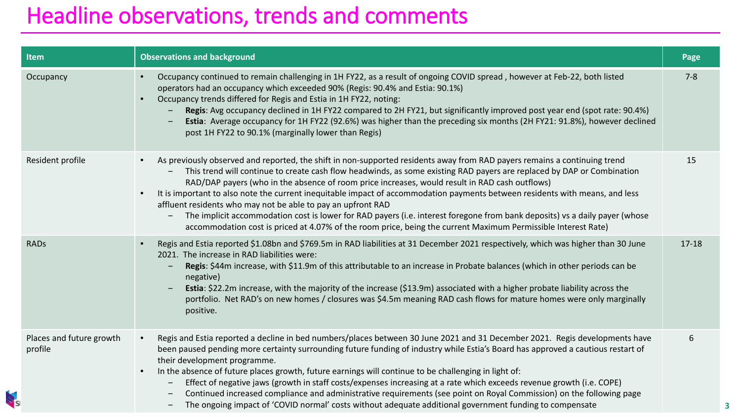# Headline observations, trends and comments

| Item | Observations and background | Page |
|---|---|---|
| Occupancy | • Occupancy continued to remain challenging in 1H FY22, as a result of ongoing COVID spread , however at Feb-22, both listed operators had an occupancy which exceeded 90% (Regis: 90.4% and Estia: 90.1%)<br>• Occupancy trends differed for Regis and Estia in 1H FY22, noting:<br>– **Regis**: Avg occupancy declined in 1H FY22 compared to 2H FY21, but significantly improved post year end (spot rate: 90.4%)<br>– **Estia**: Average occupancy for 1H FY22 (92.6%) was higher than the preceding six months (2H FY21: 91.8%), however declined post 1H FY22 to 90.1% (marginally lower than Regis) | 7-8 |
| Resident profile | • As previously observed and reported, the shift in non-supported residents away from RAD payers remains a continuing trend<br>– This trend will continue to create cash flow headwinds, as some existing RAD payers are replaced by DAP or Combination RAD/DAP payers (who in the absence of room price increases, would result in RAD cash outflows)<br>• It is important to also note the current inequitable impact of accommodation payments between residents with means, and less affluent residents who may not be able to pay an upfront RAD<br>– The implicit accommodation cost is lower for RAD payers (i.e. interest foregone from bank deposits) vs a daily payer (whose accommodation cost is priced at 4.07% of the room price, being the current Maximum Permissible Interest Rate) | 15 |
| RADs | • Regis and Estia reported $1.08bn and $769.5m in RAD liabilities at 31 December 2021 respectively, which was higher than 30 June 2021. The increase in RAD liabilities were:<br>– **Regis**: $44m increase, with $11.9m of this attributable to an increase in Probate balances (which in other periods can be negative)<br>– **Estia**: $22.2m increase, with the majority of the increase ($13.9m) associated with a higher probate liability across the portfolio. Net RAD's on new homes / closures was $4.5m meaning RAD cash flows for mature homes were only marginally positive. | 17-18 |
| Places and future growth profile | • Regis and Estia reported a decline in bed numbers/places between 30 June 2021 and 31 December 2021. Regis developments have been paused pending more certainty surrounding future funding of industry while Estia's Board has approved a cautious restart of their development programme.<br>• In the absence of future places growth, future earnings will continue to be challenging in light of:<br>– Effect of negative jaws (growth in staff costs/expenses increasing at a rate which exceeds revenue growth (i.e. COPE)<br>– Continued increased compliance and administrative requirements (see point on Royal Commission) on the following page<br>– The ongoing impact of 'COVID normal' costs without adequate additional government funding to compensate | 6 |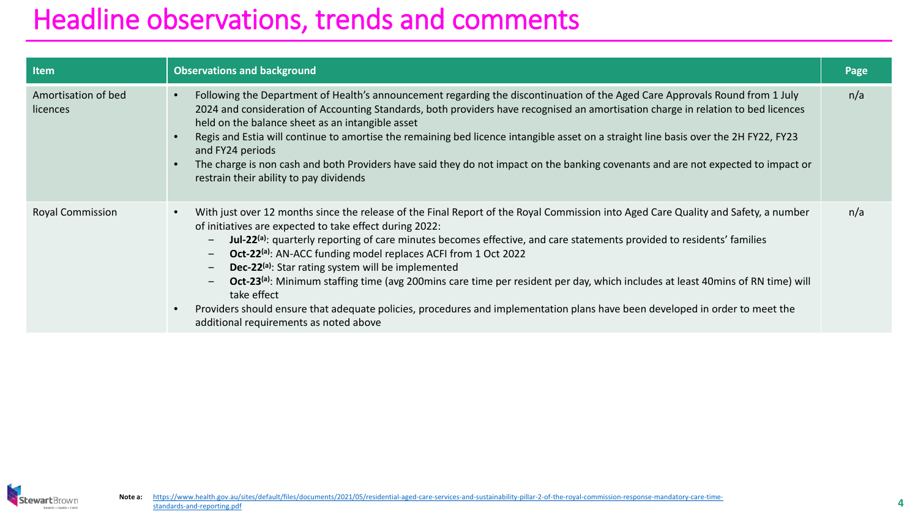# Headline observations, trends and comments

| Item | Observations and background | Page |
|---|---|---|
| Amortisation of bed licences | • Following the Department of Health's announcement regarding the discontinuation of the Aged Care Approvals Round from 1 July 2024 and consideration of Accounting Standards, both providers have recognised an amortisation charge in relation to bed licences held on the balance sheet as an intangible asset<br>• Regis and Estia will continue to amortise the remaining bed licence intangible asset on a straight line basis over the 2H FY22, FY23 and FY24 periods<br>• The charge is non cash and both Providers have said they do not impact on the banking covenants and are not expected to impact or restrain their ability to pay dividends | n/a |
| Royal Commission | • With just over 12 months since the release of the Final Report of the Royal Commission into Aged Care Quality and Safety, a number of initiatives are expected to take effect during 2022:<br>– **Jul-22[(a)]**: quarterly reporting of care minutes becomes effective, and care statements provided to residents' families<br>– **Oct-22[(a)]**: AN-ACC funding model replaces ACFI from 1 Oct 2022<br>– **Dec-22[(a)]**: Star rating system will be implemented<br>– **Oct-23[(a)]**: Minimum staffing time (avg 200mins care time per resident per day, which includes at least 40mins of RN time) will take effect<br>• Providers should ensure that adequate policies, procedures and implementation plans have been developed in order to meet the additional requirements as noted above | n/a |

**Note a:** https://www.health.gov.au/sites/default/files/documents/2021/05/residential-aged-care-services-and-sustainability-pillar-2-of-the-royal-commission-response-mandatory-care-time-standards-and-reporting.pdf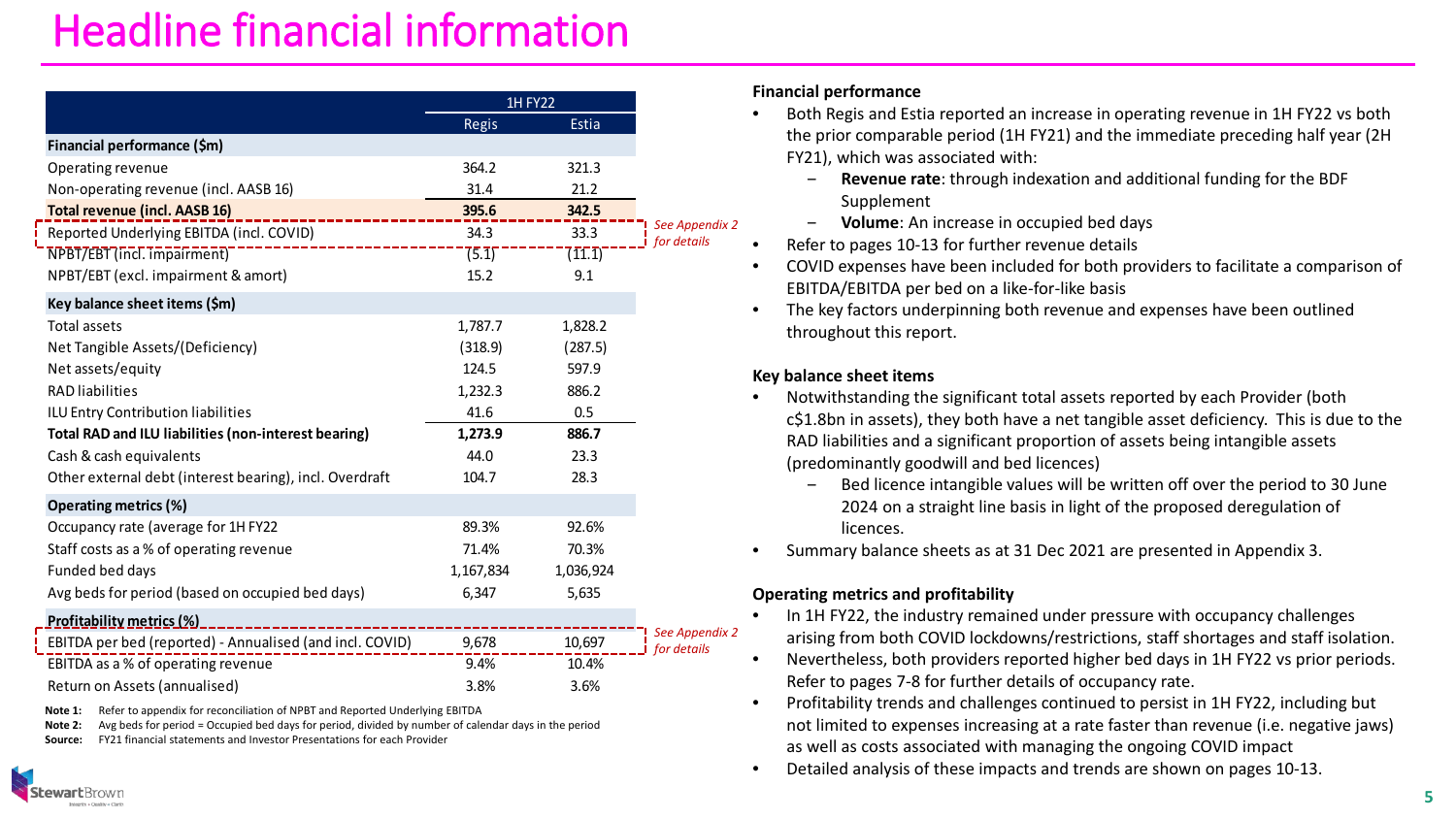# Headline financial information

| | 1H FY22 | |
|---|---|---|
| | Regis | Estia |
| **Financial performance ($m)** | | |
| Operating revenue | 364.2 | 321.3 |
| Non-operating revenue (incl. AASB 16) | 31.4 | 21.2 |
| **Total revenue (incl. AASB 16)** | **395.6** | **342.5** |
| Reported Underlying EBITDA (incl. COVID) | 34.3 | 33.3 |
| NPBT/EBT (incl. impairment) | (5.1) | (11.1) |
| NPBT/EBT (excl. impairment & amort) | 15.2 | 9.1 |
| **Key balance sheet items ($m)** | | |
| Total assets | 1,787.7 | 1,828.2 |
| Net Tangible Assets/(Deficiency) | (318.9) | (287.5) |
| Net assets/equity | 124.5 | 597.9 |
| RAD liabilities | 1,232.3 | 886.2 |
| ILU Entry Contribution liabilities | 41.6 | 0.5 |
| **Total RAD and ILU liabilities (non-interest bearing)** | **1,273.9** | **886.7** |
| Cash & cash equivalents | 44.0 | 23.3 |
| Other external debt (interest bearing), incl. Overdraft | 104.7 | 28.3 |
| **Operating metrics (%)** | | |
| Occupancy rate (average for 1H FY22 | 89.3% | 92.6% |
| Staff costs as a % of operating revenue | 71.4% | 70.3% |
| Funded bed days | 1,167,834 | 1,036,924 |
| Avg beds for period (based on occupied bed days) | 6,347 | 5,635 |
| **Profitability metrics (%)** | | |
| EBITDA per bed (reported) - Annualised (and incl. COVID) | 9,678 | 10,697 |
| EBITDA as a % of operating revenue | 9.4% | 10.4% |
| Return on Assets (annualised) | 3.8% | 3.6% |

*See Appendix 2 for details* (Reported Underlying EBITDA (incl. COVID))

*See Appendix 2 for details* (EBITDA per bed (reported) - Annualised (and incl. COVID))

**Note 1:** Refer to appendix for reconciliation of NPBT and Reported Underlying EBITDA
**Note 2:** Avg beds for period = Occupied bed days for period, divided by number of calendar days in the period
**Source:** FY21 financial statements and Investor Presentations for each Provider

**Financial performance**

- Both Regis and Estia reported an increase in operating revenue in 1H FY22 vs both the prior comparable period (1H FY21) and the immediate preceding half year (2H FY21), which was associated with:
  - **Revenue rate**: through indexation and additional funding for the BDF Supplement
  - **Volume**: An increase in occupied bed days
- Refer to pages 10-13 for further revenue details
- COVID expenses have been included for both providers to facilitate a comparison of EBITDA/EBITDA per bed on a like-for-like basis
- The key factors underpinning both revenue and expenses have been outlined throughout this report.

**Key balance sheet items**

- Notwithstanding the significant total assets reported by each Provider (both c$1.8bn in assets), they both have a net tangible asset deficiency. This is due to the RAD liabilities and a significant proportion of assets being intangible assets (predominantly goodwill and bed licences)
  - Bed licence intangible values will be written off over the period to 30 June 2024 on a straight line basis in light of the proposed deregulation of licences.
- Summary balance sheets as at 31 Dec 2021 are presented in Appendix 3.

**Operating metrics and profitability**

- In 1H FY22, the industry remained under pressure with occupancy challenges arising from both COVID lockdowns/restrictions, staff shortages and staff isolation.
- Nevertheless, both providers reported higher bed days in 1H FY22 vs prior periods. Refer to pages 7-8 for further details of occupancy rate.
- Profitability trends and challenges continued to persist in 1H FY22, including but not limited to expenses increasing at a rate faster than revenue (i.e. negative jaws) as well as costs associated with managing the ongoing COVID impact
- Detailed analysis of these impacts and trends are shown on pages 10-13.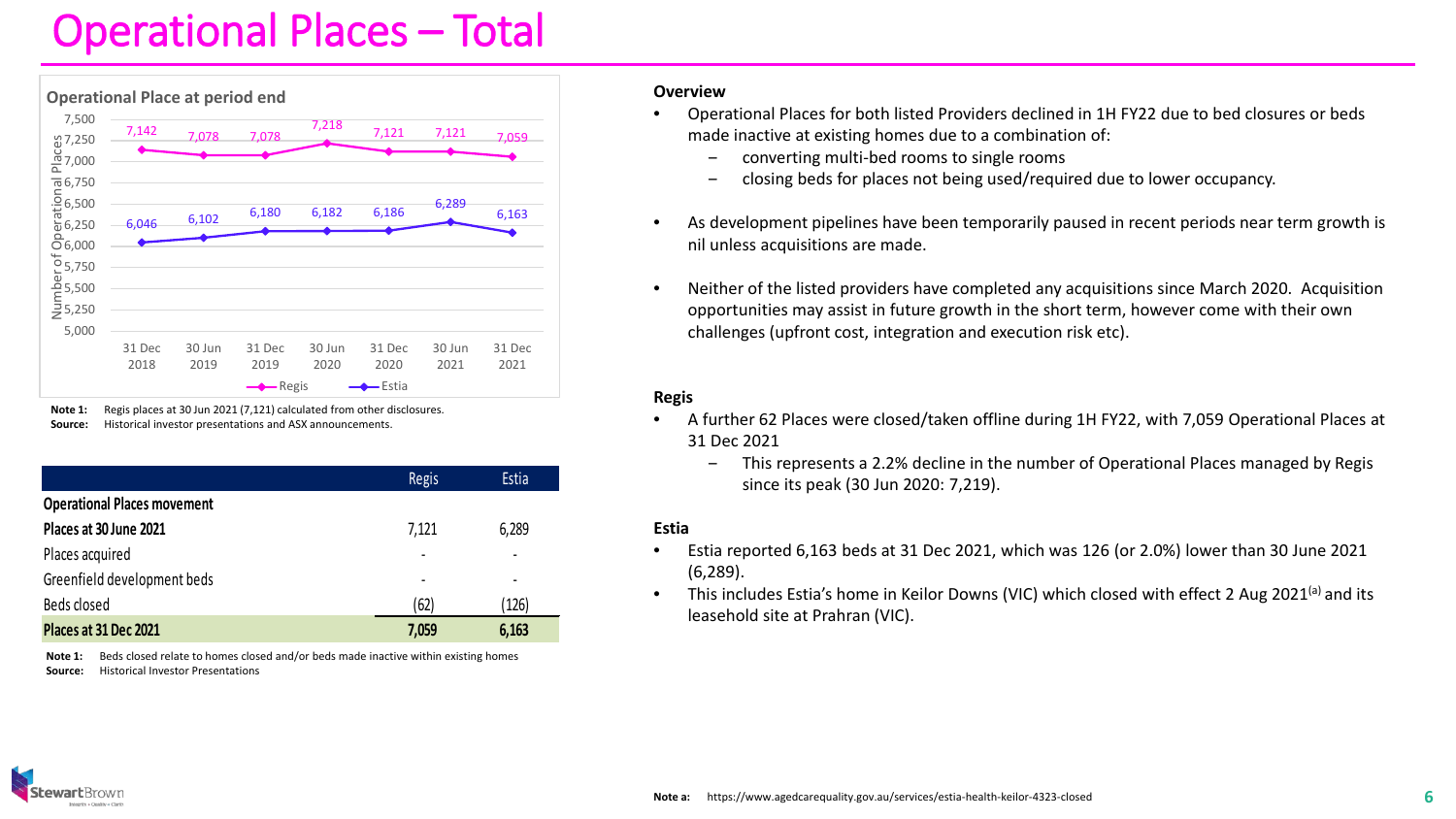# Operational Places – Total

**Operational Place at period end**

| | 31 Dec 2018 | 30 Jun 2019 | 31 Dec 2019 | 30 Jun 2020 | 31 Dec 2020 | 30 Jun 2021 | 31 Dec 2021 |
|---|---|---|---|---|---|---|---|
| Regis | 7,142 | 7,078 | 7,078 | 7,218 | 7,121 | 7,121 | 7,059 |
| Estia | 6,046 | 6,102 | 6,180 | 6,182 | 6,186 | 6,289 | 6,163 |

**Note 1:** Regis places at 30 Jun 2021 (7,121) calculated from other disclosures.
**Source:** Historical investor presentations and ASX announcements.

| | Regis | Estia |
|---|---|---|
| **Operational Places movement** | | |
| **Places at 30 June 2021** | 7,121 | 6,289 |
| Places acquired | - | - |
| Greenfield development beds | - | - |
| Beds closed | (62) | (126) |
| **Places at 31 Dec 2021** | **7,059** | **6,163** |

**Note 1:** Beds closed relate to homes closed and/or beds made inactive within existing homes
**Source:** Historical Investor Presentations

**Overview**

- Operational Places for both listed Providers declined in 1H FY22 due to bed closures or beds made inactive at existing homes due to a combination of:
  - converting multi-bed rooms to single rooms
  - closing beds for places not being used/required due to lower occupancy.
- As development pipelines have been temporarily paused in recent periods near term growth is nil unless acquisitions are made.
- Neither of the listed providers have completed any acquisitions since March 2020. Acquisition opportunities may assist in future growth in the short term, however come with their own challenges (upfront cost, integration and execution risk etc).

**Regis**

- A further 62 Places were closed/taken offline during 1H FY22, with 7,059 Operational Places at 31 Dec 2021
  - This represents a 2.2% decline in the number of Operational Places managed by Regis since its peak (30 Jun 2020: 7,219).

**Estia**

- Estia reported 6,163 beds at 31 Dec 2021, which was 126 (or 2.0%) lower than 30 June 2021 (6,289).
- This includes Estia's home in Keilor Downs (VIC) which closed with effect 2 Aug 2021[a] and its leasehold site at Prahran (VIC).

**Note a:** https://www.agedcarequality.gov.au/services/estia-health-keilor-4323-closed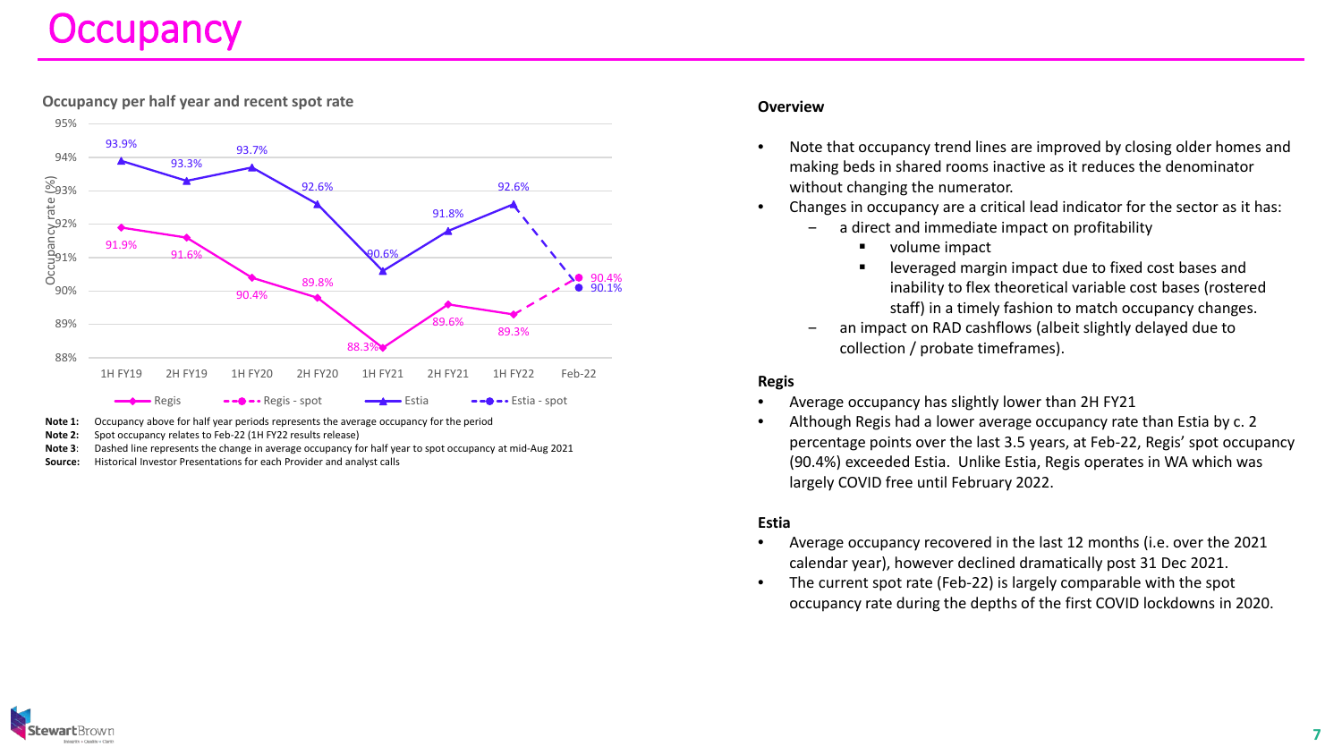# Occupancy

**Occupancy per half year and recent spot rate**

| Period | Regis | Regis - spot | Estia | Estia - spot |
|---|---|---|---|---|
| 1H FY19 | 91.9% | | 93.9% | |
| 2H FY19 | 91.6% | | 93.3% | |
| 1H FY20 | 90.4% | | 93.7% | |
| 2H FY20 | 89.8% | | 92.6% | |
| 1H FY21 | 88.3% | | 90.6% | |
| 2H FY21 | 89.6% | | 91.8% | |
| 1H FY22 | 89.3% | | 92.6% | |
| Feb-22 | | 90.4% | | 90.1% |

**Note 1:** Occupancy above for half year periods represents the average occupancy for the period

**Note 2:** Spot occupancy relates to Feb-22 (1H FY22 results release)

**Note 3**: Dashed line represents the change in average occupancy for half year to spot occupancy at mid-Aug 2021

**Source:** Historical Investor Presentations for each Provider and analyst calls

**Overview**

- Note that occupancy trend lines are improved by closing older homes and making beds in shared rooms inactive as it reduces the denominator without changing the numerator.
- Changes in occupancy are a critical lead indicator for the sector as it has:
  - a direct and immediate impact on profitability
    - volume impact
    - leveraged margin impact due to fixed cost bases and inability to flex theoretical variable cost bases (rostered staff) in a timely fashion to match occupancy changes.
  - an impact on RAD cashflows (albeit slightly delayed due to collection / probate timeframes).

**Regis**

- Average occupancy has slightly lower than 2H FY21
- Although Regis had a lower average occupancy rate than Estia by c. 2 percentage points over the last 3.5 years, at Feb-22, Regis' spot occupancy (90.4%) exceeded Estia. Unlike Estia, Regis operates in WA which was largely COVID free until February 2022.

**Estia**

- Average occupancy recovered in the last 12 months (i.e. over the 2021 calendar year), however declined dramatically post 31 Dec 2021.
- The current spot rate (Feb-22) is largely comparable with the spot occupancy rate during the depths of the first COVID lockdowns in 2020.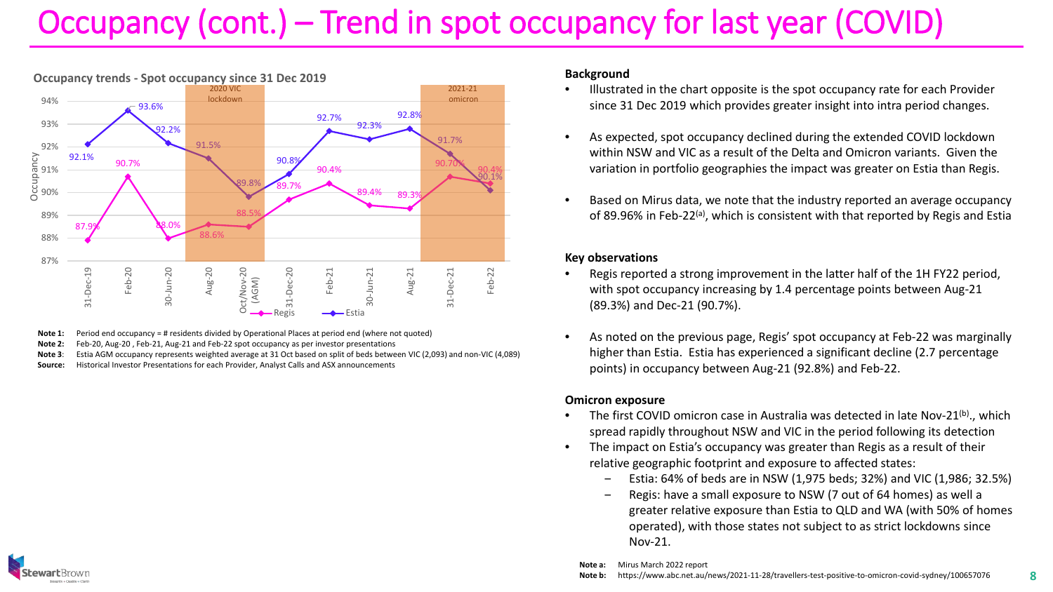# Occupancy (cont.) – Trend in spot occupancy for last year (COVID)

**Occupancy trends - Spot occupancy since 31 Dec 2019**

| Period | Regis | Estia |
|---|---|---|
| 31-Dec-19 | 87.9% | 92.1% |
| Feb-20 | 90.7% | 93.6% |
| 30-Jun-20 | 88.0% | 92.2% |
| Aug-20 | 88.6% | 91.5% |
| Oct/Nov-20 (AGM) | 88.5% | 89.8% |
| 31-Dec-20 | 89.7% | 90.8% |
| Feb-21 | 90.4% | 92.7% |
| 30-Jun-21 | 89.4% | 92.3% |
| Aug-21 | 89.3% | 92.8% |
| 31-Dec-21 | 90.70% | 91.7% |
| Feb-22 | 90.4% | 90.1% |

Shaded periods: 2020 VIC lockdown (Aug-20 to Oct/Nov-20); 2021-21 omicron (31-Dec-21 to Feb-22)

**Note 1:** Period end occupancy = # residents divided by Operational Places at period end (where not quoted)
**Note 2:** Feb-20, Aug-20 , Feb-21, Aug-21 and Feb-22 spot occupancy as per investor presentations
**Note 3**: Estia AGM occupancy represents weighted average at 31 Oct based on split of beds between VIC (2,093) and non-VIC (4,089)
**Source:** Historical Investor Presentations for each Provider, Analyst Calls and ASX announcements

**Background**

- Illustrated in the chart opposite is the spot occupancy rate for each Provider since 31 Dec 2019 which provides greater insight into intra period changes.
- As expected, spot occupancy declined during the extended COVID lockdown within NSW and VIC as a result of the Delta and Omicron variants. Given the variation in portfolio geographies the impact was greater on Estia than Regis.
- Based on Mirus data, we note that the industry reported an average occupancy of 89.96% in Feb-22[a], which is consistent with that reported by Regis and Estia

**Key observations**

- Regis reported a strong improvement in the latter half of the 1H FY22 period, with spot occupancy increasing by 1.4 percentage points between Aug-21 (89.3%) and Dec-21 (90.7%).
- As noted on the previous page, Regis' spot occupancy at Feb-22 was marginally higher than Estia. Estia has experienced a significant decline (2.7 percentage points) in occupancy between Aug-21 (92.8%) and Feb-22.

**Omicron exposure**

- The first COVID omicron case in Australia was detected in late Nov-21[b]., which spread rapidly throughout NSW and VIC in the period following its detection
- The impact on Estia's occupancy was greater than Regis as a result of their relative geographic footprint and exposure to affected states:
  - Estia: 64% of beds are in NSW (1,975 beds; 32%) and VIC (1,986; 32.5%)
  - Regis: have a small exposure to NSW (7 out of 64 homes) as well a greater relative exposure than Estia to QLD and WA (with 50% of homes operated), with those states not subject to as strict lockdowns since Nov-21.

**Note a:** Mirus March 2022 report
**Note b:** https://www.abc.net.au/news/2021-11-28/travellers-test-positive-to-omicron-covid-sydney/100657076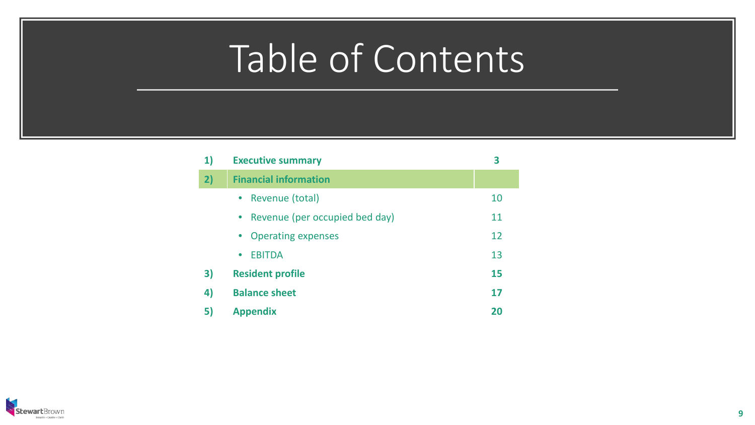# Table of Contents

| | | |
|---|---|---|
| **1)** | **Executive summary** | **3** |
| **2)** | **Financial information** | |
| | • Revenue (total) | 10 |
| | • Revenue (per occupied bed day) | 11 |
| | • Operating expenses | 12 |
| | • EBITDA | 13 |
| **3)** | **Resident profile** | **15** |
| **4)** | **Balance sheet** | **17** |
| **5)** | **Appendix** | **20** |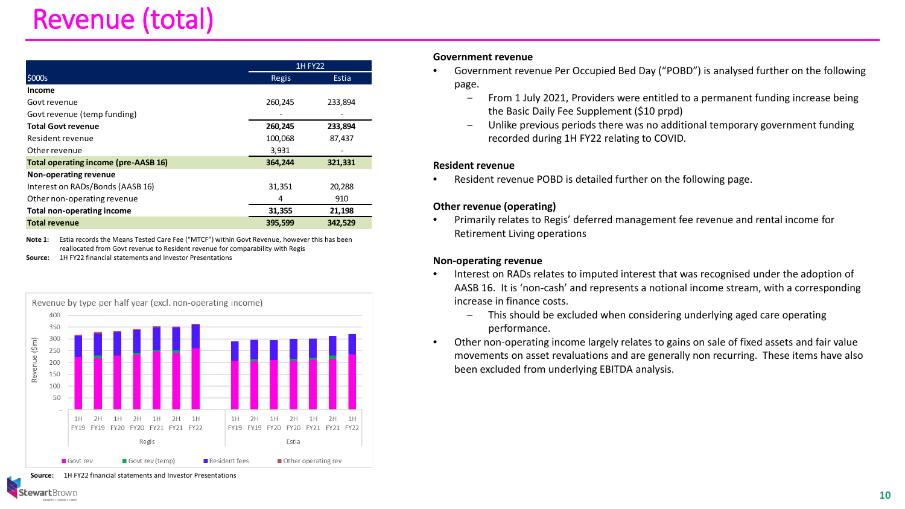# Revenue (total)

| $000s | 1H FY22 Regis | 1H FY22 Estia |
|---|---|---|
| **Income** | | |
| Govt revenue | 260,245 | 233,894 |
| Govt revenue (temp funding) | - | - |
| **Total Govt revenue** | **260,245** | **233,894** |
| Resident revenue | 100,068 | 87,437 |
| Other revenue | 3,931 | - |
| **Total operating income (pre-AASB 16)** | **364,244** | **321,331** |
| **Non-operating revenue** | | |
| Interest on RADs/Bonds (AASB 16) | 31,351 | 20,288 |
| Other non-operating revenue | 4 | 910 |
| **Total non-operating income** | **31,355** | **21,198** |
| **Total revenue** | **395,599** | **342,529** |

**Note 1:** Estia records the Means Tested Care Fee ("MTCF") within Govt Revenue, however this has been reallocated from Govt revenue to Resident revenue for comparability with Regis

**Source:** 1H FY22 financial statements and Investor Presentations

Revenue by type per half year (excl. non-operating income)

Legend: Govt rev, Govt rev (temp), Resident fees, Other operating rev

Source: 1H FY22 financial statements and Investor Presentations

### Government revenue

- Government revenue Per Occupied Bed Day ("POBD") is analysed further on the following page.
  - From 1 July 2021, Providers were entitled to a permanent funding increase being the Basic Daily Fee Supplement ($10 prpd)
  - Unlike previous periods there was no additional temporary government funding recorded during 1H FY22 relating to COVID.

### Resident revenue

- Resident revenue POBD is detailed further on the following page.

### Other revenue (operating)

- Primarily relates to Regis' deferred management fee revenue and rental income for Retirement Living operations

### Non-operating revenue

- Interest on RADs relates to imputed interest that was recognised under the adoption of AASB 16. It is 'non-cash' and represents a notional income stream, with a corresponding increase in finance costs.
  - This should be excluded when considering underlying aged care operating performance.
- Other non-operating income largely relates to gains on sale of fixed assets and fair value movements on asset revaluations and are generally non recurring. These items have also been excluded from underlying EBITDA analysis.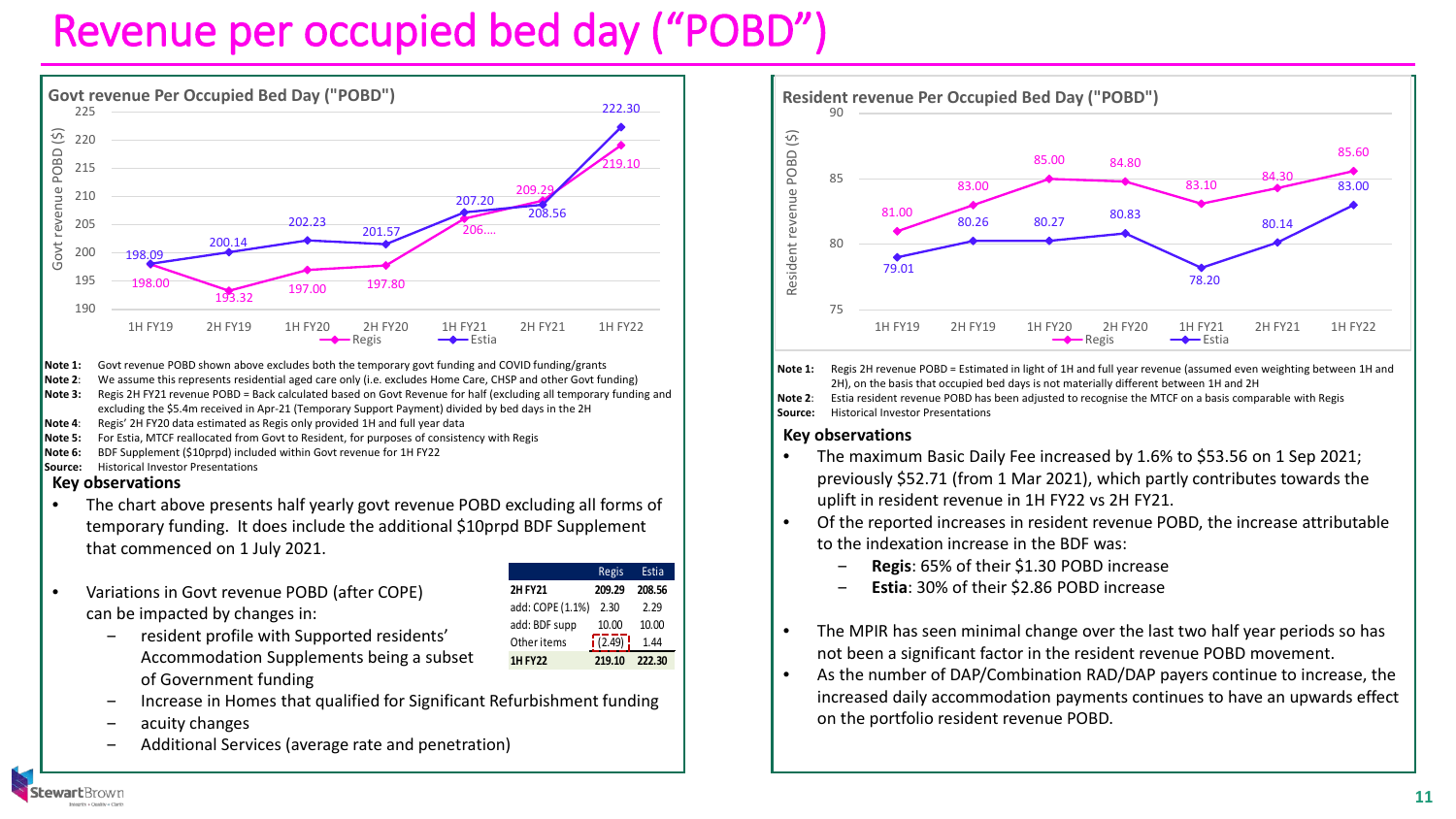# Revenue per occupied bed day ("POBD")

## Govt revenue Per Occupied Bed Day ("POBD")

| Period | Regis | Estia |
|---|---|---|
| 1H FY19 | 198.00 | 198.09 |
| 2H FY19 | 193.32 | 200.14 |
| 1H FY20 | 197.00 | 202.23 |
| 2H FY20 | 197.80 | 201.57 |
| 1H FY21 | 206.... | 207.20 |
| 2H FY21 | 209.29 | 208.56 |
| 1H FY22 | 219.10 | 222.30 |

**Note 1:** Govt revenue POBD shown above excludes both the temporary govt funding and COVID funding/grants

**Note 2:** We assume this represents residential aged care only (i.e. excludes Home Care, CHSP and other Govt funding)

**Note 3:** Regis 2H FY21 revenue POBD = Back calculated based on Govt Revenue for half (excluding all temporary funding and excluding the $5.4m received in Apr-21 (Temporary Support Payment) divided by bed days in the 2H

**Note 4:** Regis' 2H FY20 data estimated as Regis only provided 1H and full year data

**Note 5:** For Estia, MTCF reallocated from Govt to Resident, for purposes of consistency with Regis

**Note 6:** BDF Supplement ($10prpd) included within Govt revenue for 1H FY22

**Source:** Historical Investor Presentations

### Key observations

- The chart above presents half yearly govt revenue POBD excluding all forms of temporary funding. It does include the additional $10prpd BDF Supplement that commenced on 1 July 2021.
- Variations in Govt revenue POBD (after COPE) can be impacted by changes in:
  - resident profile with Supported residents' Accommodation Supplements being a subset of Government funding
  - Increase in Homes that qualified for Significant Refurbishment funding
  - acuity changes
  - Additional Services (average rate and penetration)

| | Regis | Estia |
|---|---|---|
| 2H FY21 | 209.29 | 208.56 |
| add: COPE (1.1%) | 2.30 | 2.29 |
| add: BDF supp | 10.00 | 10.00 |
| Other items | (2.49) | 1.44 |
| 1H FY22 | 219.10 | 222.30 |

## Resident revenue Per Occupied Bed Day ("POBD")

| Period | Regis | Estia |
|---|---|---|
| 1H FY19 | 81.00 | 79.01 |
| 2H FY19 | 83.00 | 80.26 |
| 1H FY20 | 85.00 | 80.27 |
| 2H FY20 | 84.80 | 80.83 |
| 1H FY21 | 83.10 | 78.20 |
| 2H FY21 | 84.30 | 80.14 |
| 1H FY22 | 85.60 | 83.00 |

**Note 1:** Regis 2H revenue POBD = Estimated in light of 1H and full year revenue (assumed even weighting between 1H and 2H), on the basis that occupied bed days is not materially different between 1H and 2H

**Note 2:** Estia resident revenue POBD has been adjusted to recognise the MTCF on a basis comparable with Regis

**Source:** Historical Investor Presentations

### Key observations

- The maximum Basic Daily Fee increased by 1.6% to $53.56 on 1 Sep 2021; previously $52.71 (from 1 Mar 2021), which partly contributes towards the uplift in resident revenue in 1H FY22 vs 2H FY21.
- Of the reported increases in resident revenue POBD, the increase attributable to the indexation increase in the BDF was:
  - **Regis**: 65% of their $1.30 POBD increase
  - **Estia**: 30% of their $2.86 POBD increase
- The MPIR has seen minimal change over the last two half year periods so has not been a significant factor in the resident revenue POBD movement.
- As the number of DAP/Combination RAD/DAP payers continue to increase, the increased daily accommodation payments continues to have an upwards effect on the portfolio resident revenue POBD.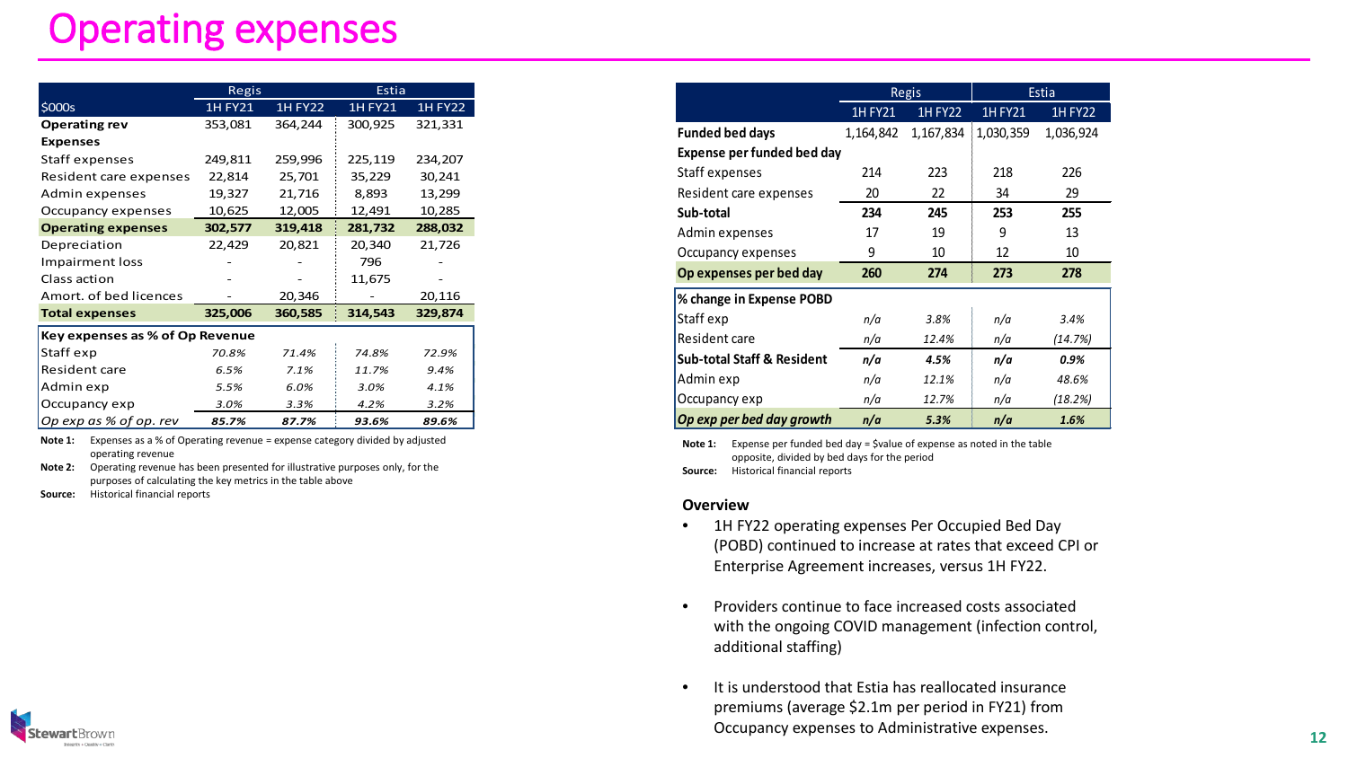# Operating expenses

| | Regis | | Estia | |
|---|---|---|---|---|
| $000s | 1H FY21 | 1H FY22 | 1H FY21 | 1H FY22 |
| **Operating rev** | 353,081 | 364,244 | 300,925 | 321,331 |
| **Expenses** | | | | |
| Staff expenses | 249,811 | 259,996 | 225,119 | 234,207 |
| Resident care expenses | 22,814 | 25,701 | 35,229 | 30,241 |
| Admin expenses | 19,327 | 21,716 | 8,893 | 13,299 |
| Occupancy expenses | 10,625 | 12,005 | 12,491 | 10,285 |
| **Operating expenses** | **302,577** | **319,418** | **281,732** | **288,032** |
| Depreciation | 22,429 | 20,821 | 20,340 | 21,726 |
| Impairment loss | - | - | 796 | - |
| Class action | - | - | 11,675 | - |
| Amort. of bed licences | - | 20,346 | - | 20,116 |
| **Total expenses** | **325,006** | **360,585** | **314,543** | **329,874** |
| **Key expenses as % of Op Revenue** | | | | |
| Staff exp | *70.8%* | *71.4%* | *74.8%* | *72.9%* |
| Resident care | *6.5%* | *7.1%* | *11.7%* | *9.4%* |
| Admin exp | *5.5%* | *6.0%* | *3.0%* | *4.1%* |
| Occupancy exp | *3.0%* | *3.3%* | *4.2%* | *3.2%* |
| ***Op exp as % of op. rev*** | ***85.7%*** | ***87.7%*** | ***93.6%*** | ***89.6%*** |

**Note 1:** Expenses as a % of Operating revenue = expense category divided by adjusted operating revenue

**Note 2:** Operating revenue has been presented for illustrative purposes only, for the purposes of calculating the key metrics in the table above

**Source:** Historical financial reports

| | Regis | | Estia | |
|---|---|---|---|---|
| | 1H FY21 | 1H FY22 | 1H FY21 | 1H FY22 |
| **Funded bed days** | 1,164,842 | 1,167,834 | 1,030,359 | 1,036,924 |
| **Expense per funded bed day** | | | | |
| Staff expenses | 214 | 223 | 218 | 226 |
| Resident care expenses | 20 | 22 | 34 | 29 |
| **Sub-total** | **234** | **245** | **253** | **255** |
| Admin expenses | 17 | 19 | 9 | 13 |
| Occupancy expenses | 9 | 10 | 12 | 10 |
| **Op expenses per bed day** | **260** | **274** | **273** | **278** |
| **% change in Expense POBD** | | | | |
| Staff exp | *n/a* | *3.8%* | *n/a* | *3.4%* |
| Resident care | *n/a* | *12.4%* | *n/a* | *(14.7%)* |
| **Sub-total Staff & Resident** | ***n/a*** | ***4.5%*** | ***n/a*** | ***0.9%*** |
| Admin exp | *n/a* | *12.1%* | *n/a* | *48.6%* |
| Occupancy exp | *n/a* | *12.7%* | *n/a* | *(18.2%)* |
| ***Op exp per bed day growth*** | ***n/a*** | ***5.3%*** | ***n/a*** | ***1.6%*** |

**Note 1:** Expense per funded bed day = $value of expense as noted in the table opposite, divided by bed days for the period

**Source:** Historical financial reports

### Overview

- 1H FY22 operating expenses Per Occupied Bed Day (POBD) continued to increase at rates that exceed CPI or Enterprise Agreement increases, versus 1H FY22.
- Providers continue to face increased costs associated with the ongoing COVID management (infection control, additional staffing)
- It is understood that Estia has reallocated insurance premiums (average $2.1m per period in FY21) from Occupancy expenses to Administrative expenses.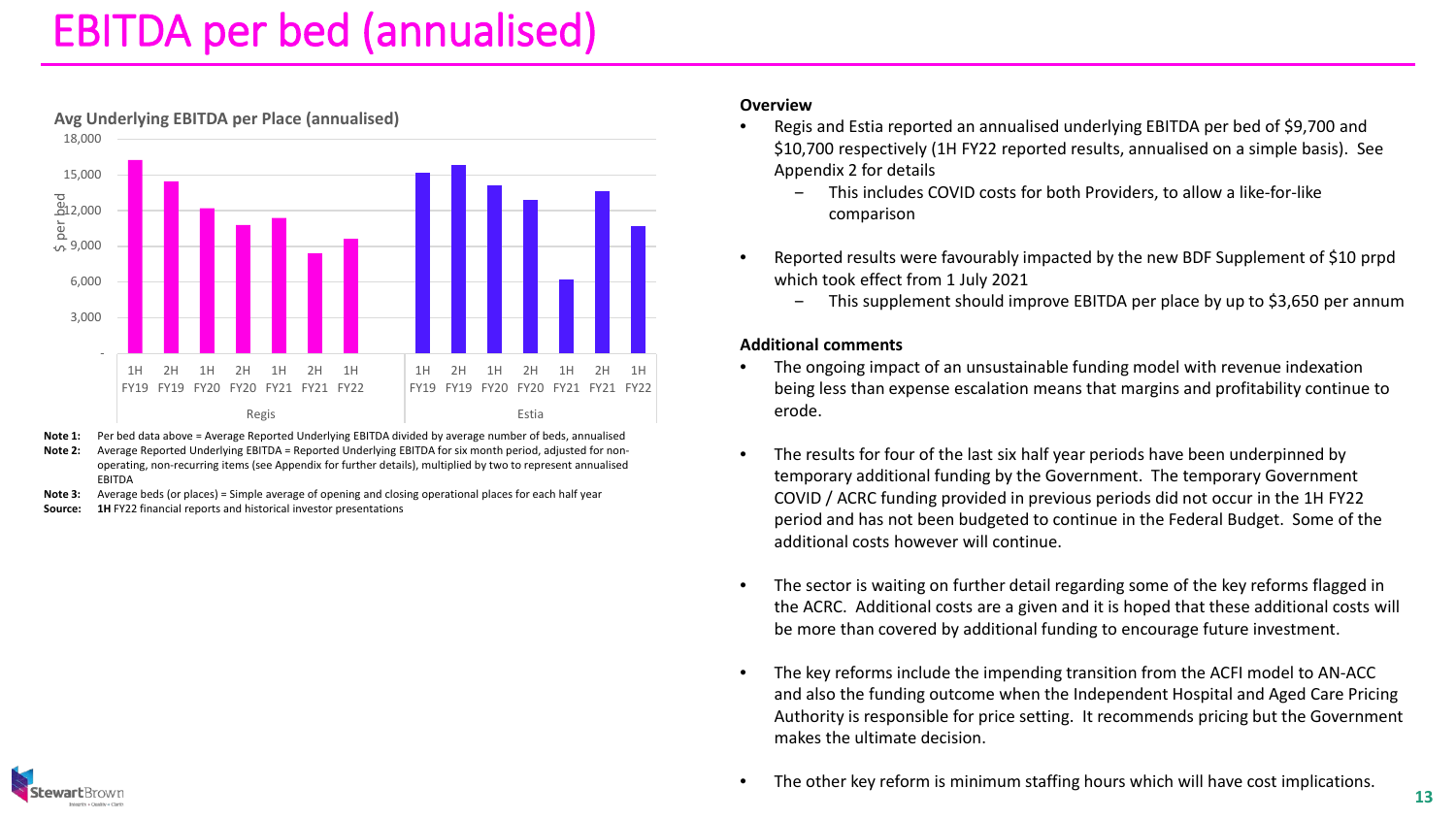# EBITDA per bed (annualised)

**Avg Underlying EBITDA per Place (annualised)**

**Note 1:** Per bed data above = Average Reported Underlying EBITDA divided by average number of beds, annualised

**Note 2:** Average Reported Underlying EBITDA = Reported Underlying EBITDA for six month period, adjusted for non-operating, non-recurring items (see Appendix for further details), multiplied by two to represent annualised EBITDA

**Note 3:** Average beds (or places) = Simple average of opening and closing operational places for each half year

**Source:** **1H** FY22 financial reports and historical investor presentations

**Overview**

- Regis and Estia reported an annualised underlying EBITDA per bed of $9,700 and $10,700 respectively (1H FY22 reported results, annualised on a simple basis). See Appendix 2 for details
  - This includes COVID costs for both Providers, to allow a like-for-like comparison
- Reported results were favourably impacted by the new BDF Supplement of $10 prpd which took effect from 1 July 2021
  - This supplement should improve EBITDA per place by up to $3,650 per annum

**Additional comments**

- The ongoing impact of an unsustainable funding model with revenue indexation being less than expense escalation means that margins and profitability continue to erode.
- The results for four of the last six half year periods have been underpinned by temporary additional funding by the Government. The temporary Government COVID / ACRC funding provided in previous periods did not occur in the 1H FY22 period and has not been budgeted to continue in the Federal Budget. Some of the additional costs however will continue.
- The sector is waiting on further detail regarding some of the key reforms flagged in the ACRC. Additional costs are a given and it is hoped that these additional costs will be more than covered by additional funding to encourage future investment.
- The key reforms include the impending transition from the ACFI model to AN-ACC and also the funding outcome when the Independent Hospital and Aged Care Pricing Authority is responsible for price setting. It recommends pricing but the Government makes the ultimate decision.
- The other key reform is minimum staffing hours which will have cost implications.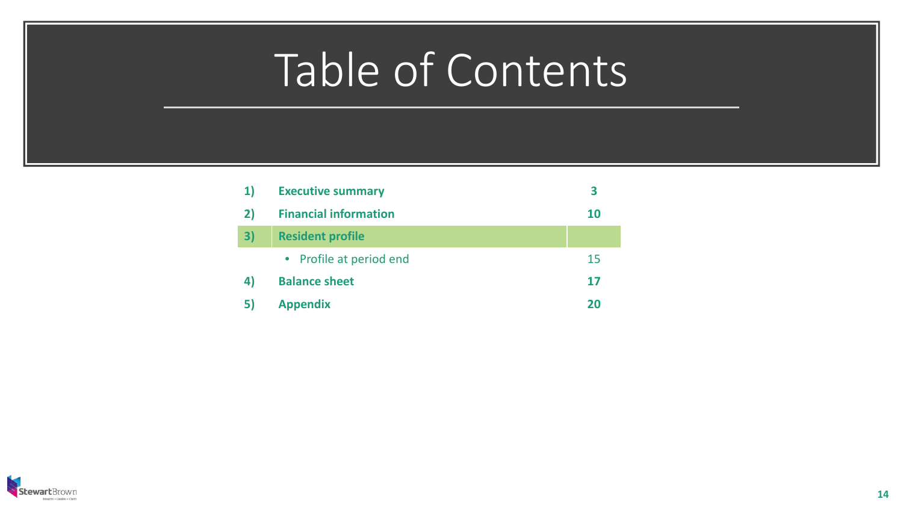# Table of Contents

| | | |
|---|---|---|
| **1)** | **Executive summary** | **3** |
| **2)** | **Financial information** | **10** |
| **3)** | **Resident profile** | |
| | • Profile at period end | 15 |
| **4)** | **Balance sheet** | **17** |
| **5)** | **Appendix** | **20** |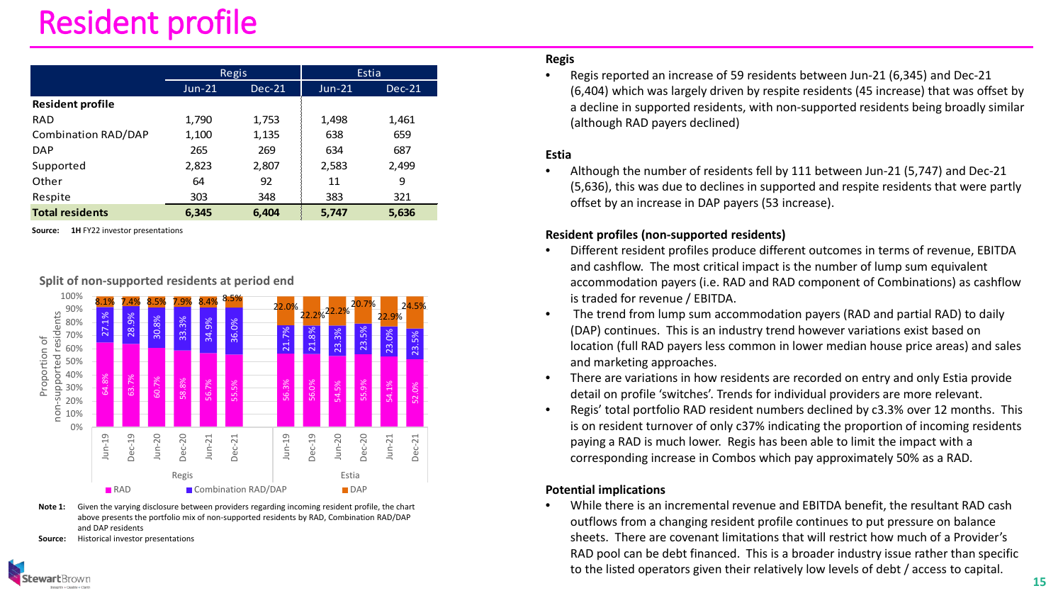# Resident profile

| | Regis | | Estia | |
|---|---|---|---|---|
| | Jun-21 | Dec-21 | Jun-21 | Dec-21 |
| **Resident profile** | | | | |
| RAD | 1,790 | 1,753 | 1,498 | 1,461 |
| Combination RAD/DAP | 1,100 | 1,135 | 638 | 659 |
| DAP | 265 | 269 | 634 | 687 |
| Supported | 2,823 | 2,807 | 2,583 | 2,499 |
| Other | 64 | 92 | 11 | 9 |
| Respite | 303 | 348 | 383 | 321 |
| **Total residents** | **6,345** | **6,404** | **5,747** | **5,636** |

**Source:** **1H** FY22 investor presentations

**Split of non-supported residents at period end**

| | Period | RAD | Combination RAD/DAP | DAP |
|---|---|---|---|---|
| Regis | Jun-19 | 64.8% | 27.1% | 8.1% |
| Regis | Dec-19 | 63.7% | 28.9% | 7.4% |
| Regis | Jun-20 | 60.7% | 30.8% | 8.5% |
| Regis | Dec-20 | 58.8% | 33.3% | 7.9% |
| Regis | Jun-21 | 56.7% | 34.9% | 8.4% |
| Regis | Dec-21 | 55.5% | 36.0% | 8.5% |
| Estia | Jun-19 | 56.3% | 21.7% | 22.0% |
| Estia | Dec-19 | 56.0% | 21.8% | 22.2% |
| Estia | Jun-20 | 54.5% | 23.3% | 22.2% |
| Estia | Dec-20 | 55.9% | 23.5% | 20.7% |
| Estia | Jun-21 | 54.1% | 23.0% | 22.9% |
| Estia | Dec-21 | 52.0% | 23.5% | 24.5% |

**Note 1:** Given the varying disclosure between providers regarding incoming resident profile, the chart above presents the portfolio mix of non-supported residents by RAD, Combination RAD/DAP and DAP residents

**Source:** Historical investor presentations

**Regis**

- Regis reported an increase of 59 residents between Jun-21 (6,345) and Dec-21 (6,404) which was largely driven by respite residents (45 increase) that was offset by a decline in supported residents, with non-supported residents being broadly similar (although RAD payers declined)

**Estia**

- Although the number of residents fell by 111 between Jun-21 (5,747) and Dec-21 (5,636), this was due to declines in supported and respite residents that were partly offset by an increase in DAP payers (53 increase).

**Resident profiles (non-supported residents)**

- Different resident profiles produce different outcomes in terms of revenue, EBITDA and cashflow. The most critical impact is the number of lump sum equivalent accommodation payers (i.e. RAD and RAD component of Combinations) as cashflow is traded for revenue / EBITDA.
- The trend from lump sum accommodation payers (RAD and partial RAD) to daily (DAP) continues. This is an industry trend however variations exist based on location (full RAD payers less common in lower median house price areas) and sales and marketing approaches.
- There are variations in how residents are recorded on entry and only Estia provide detail on profile 'switches'. Trends for individual providers are more relevant.
- Regis' total portfolio RAD resident numbers declined by c3.3% over 12 months. This is on resident turnover of only c37% indicating the proportion of incoming residents paying a RAD is much lower. Regis has been able to limit the impact with a corresponding increase in Combos which pay approximately 50% as a RAD.

**Potential implications**

- While there is an incremental revenue and EBITDA benefit, the resultant RAD cash outflows from a changing resident profile continues to put pressure on balance sheets. There are covenant limitations that will restrict how much of a Provider's RAD pool can be debt financed. This is a broader industry issue rather than specific to the listed operators given their relatively low levels of debt / access to capital.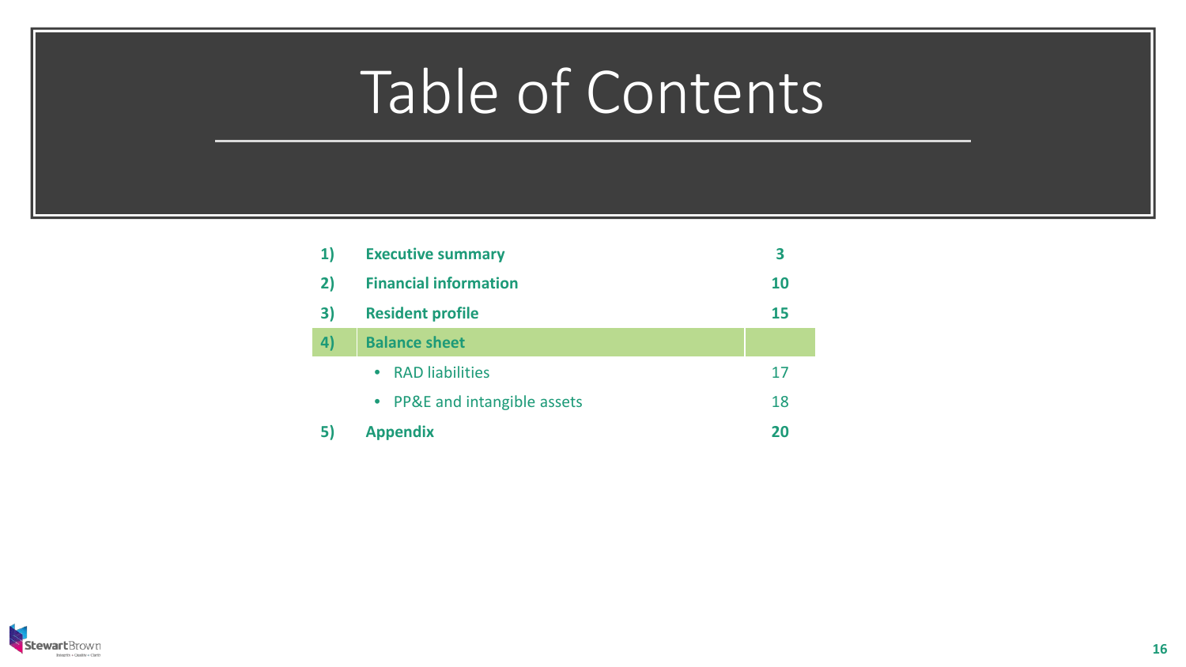# Table of Contents

| | | |
|---|---|---|
| **1)** | **Executive summary** | **3** |
| **2)** | **Financial information** | **10** |
| **3)** | **Resident profile** | **15** |
| **4)** | **Balance sheet** | |
| | • RAD liabilities | 17 |
| | • PP&E and intangible assets | 18 |
| **5)** | **Appendix** | **20** |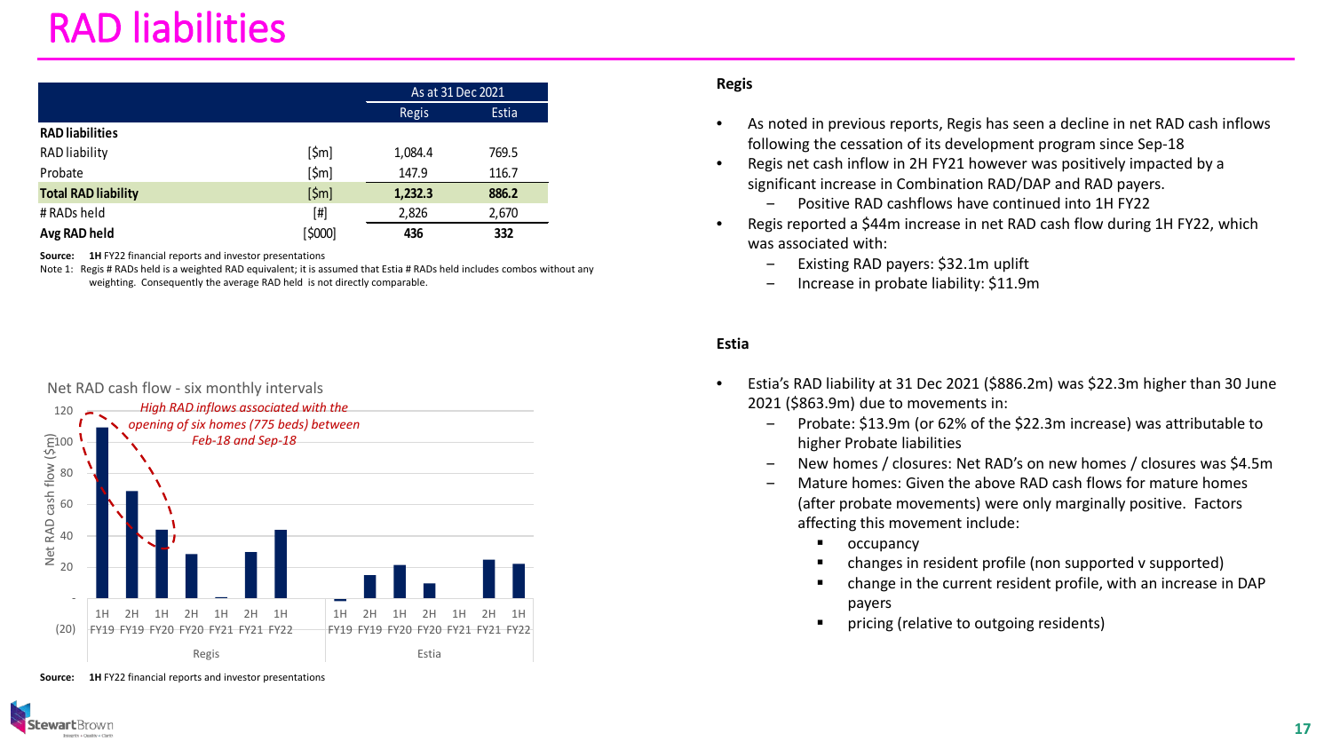# RAD liabilities

| | | As at 31 Dec 2021 | |
|---|---|---|---|
| | | Regis | Estia |
| **RAD liabilities** | | | |
| RAD liability | [$m] | 1,084.4 | 769.5 |
| Probate | [$m] | 147.9 | 116.7 |
| **Total RAD liability** | [$m] | **1,232.3** | **886.2** |
| # RADs held | [#] | 2,826 | 2,670 |
| **Avg RAD held** | [$000] | **436** | **332** |

**Source:** **1H** FY22 financial reports and investor presentations

Note 1: Regis # RADs held is a weighted RAD equivalent; it is assumed that Estia # RADs held includes combos without any weighting. Consequently the average RAD held is not directly comparable.

Net RAD cash flow - six monthly intervals

*High RAD inflows associated with the opening of six homes (775 beds) between Feb-18 and Sep-18*

| | 1H FY19 | 2H FY19 | 1H FY20 | 2H FY20 | 1H FY21 | 2H FY21 | 1H FY22 |
|---|---|---|---|---|---|---|---|
| Regis | | | | | | | |
| Estia | | | | | | | |

**Source:** **1H** FY22 financial reports and investor presentations

**Regis**

- As noted in previous reports, Regis has seen a decline in net RAD cash inflows following the cessation of its development program since Sep-18
- Regis net cash inflow in 2H FY21 however was positively impacted by a significant increase in Combination RAD/DAP and RAD payers.
  - Positive RAD cashflows have continued into 1H FY22
- Regis reported a $44m increase in net RAD cash flow during 1H FY22, which was associated with:
  - Existing RAD payers: $32.1m uplift
  - Increase in probate liability: $11.9m

**Estia**

- Estia's RAD liability at 31 Dec 2021 ($886.2m) was $22.3m higher than 30 June 2021 ($863.9m) due to movements in:
  - Probate: $13.9m (or 62% of the $22.3m increase) was attributable to higher Probate liabilities
  - New homes / closures: Net RAD's on new homes / closures was $4.5m
  - Mature homes: Given the above RAD cash flows for mature homes (after probate movements) were only marginally positive. Factors affecting this movement include:
    - occupancy
    - changes in resident profile (non supported v supported)
    - change in the current resident profile, with an increase in DAP payers
    - pricing (relative to outgoing residents)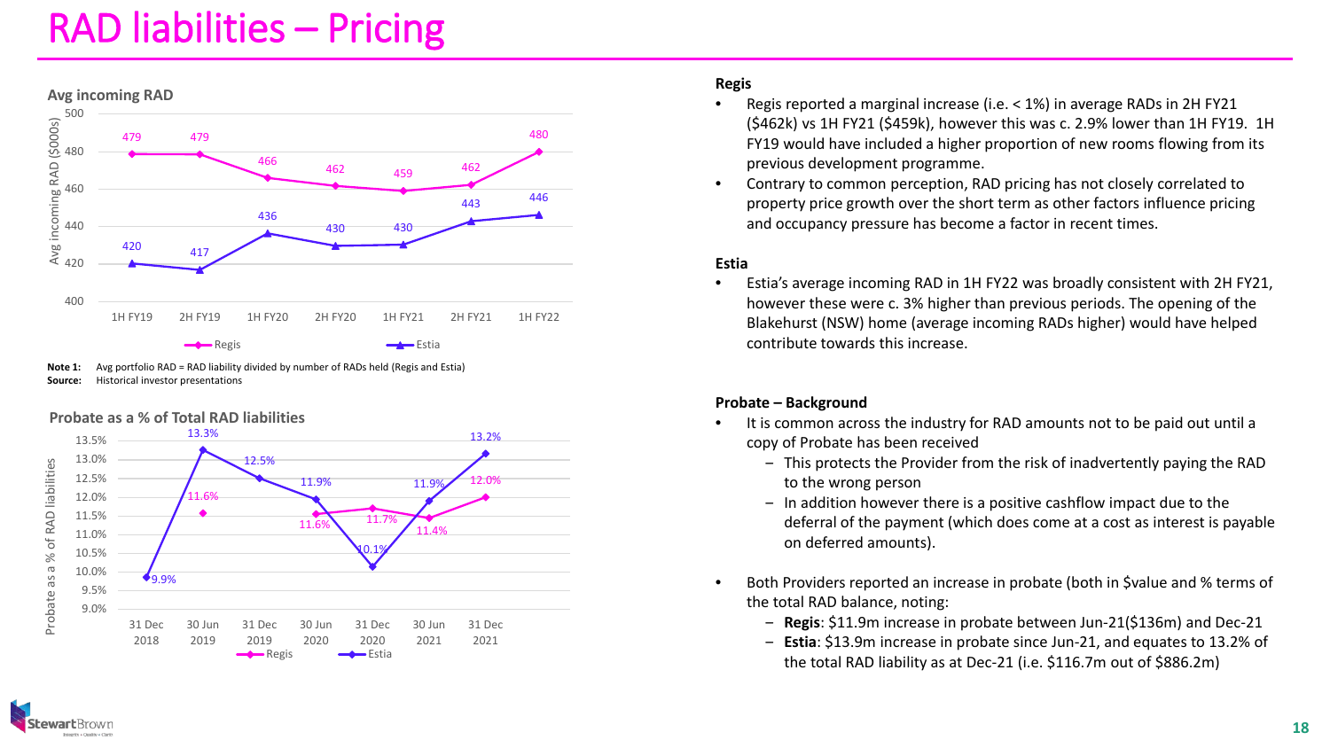# RAD liabilities – Pricing

**Avg incoming RAD**

| Avg incoming RAD ($000s) | 1H FY19 | 2H FY19 | 1H FY20 | 2H FY20 | 1H FY21 | 2H FY21 | 1H FY22 |
|---|---|---|---|---|---|---|---|
| Regis | 479 | 479 | 466 | 462 | 459 | 462 | 480 |
| Estia | 420 | 417 | 436 | 430 | 430 | 443 | 446 |

**Note 1:** Avg portfolio RAD = RAD liability divided by number of RADs held (Regis and Estia)
**Source:** Historical investor presentations

**Probate as a % of Total RAD liabilities**

| Probate as a % of RAD liabilities | 31 Dec 2018 | 30 Jun 2019 | 31 Dec 2019 | 30 Jun 2020 | 31 Dec 2020 | 30 Jun 2021 | 31 Dec 2021 |
|---|---|---|---|---|---|---|---|
| Regis | | 11.6% | | 11.6% | 11.7% | 11.4% | 12.0% |
| Estia | 9.9% | 13.3% | 12.5% | 11.9% | 10.1% | 11.9% | 13.2% |

**Regis**

- Regis reported a marginal increase (i.e. < 1%) in average RADs in 2H FY21 ($462k) vs 1H FY21 ($459k), however this was c. 2.9% lower than 1H FY19. 1H FY19 would have included a higher proportion of new rooms flowing from its previous development programme.
- Contrary to common perception, RAD pricing has not closely correlated to property price growth over the short term as other factors influence pricing and occupancy pressure has become a factor in recent times.

**Estia**

- Estia's average incoming RAD in 1H FY22 was broadly consistent with 2H FY21, however these were c. 3% higher than previous periods. The opening of the Blakehurst (NSW) home (average incoming RADs higher) would have helped contribute towards this increase.

**Probate – Background**

- It is common across the industry for RAD amounts not to be paid out until a copy of Probate has been received
  - This protects the Provider from the risk of inadvertently paying the RAD to the wrong person
  - In addition however there is a positive cashflow impact due to the deferral of the payment (which does come at a cost as interest is payable on deferred amounts).
- Both Providers reported an increase in probate (both in $value and % terms of the total RAD balance, noting:
  - **Regis**: $11.9m increase in probate between Jun-21($136m) and Dec-21
  - **Estia**: $13.9m increase in probate since Jun-21, and equates to 13.2% of the total RAD liability as at Dec-21 (i.e. $116.7m out of $886.2m)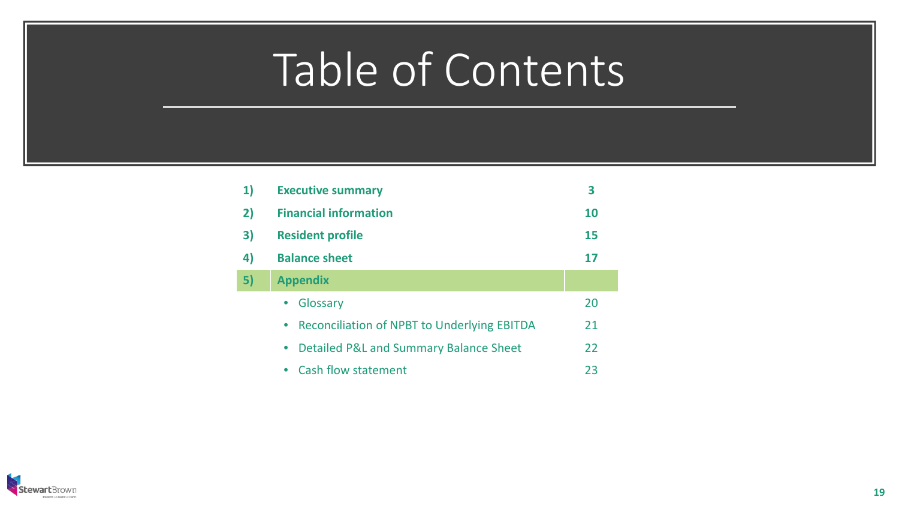# Table of Contents

| | | |
|---|---|---|
| **1)** | **Executive summary** | **3** |
| **2)** | **Financial information** | **10** |
| **3)** | **Resident profile** | **15** |
| **4)** | **Balance sheet** | **17** |
| **5)** | **Appendix** | |
| | • Glossary | 20 |
| | • Reconciliation of NPBT to Underlying EBITDA | 21 |
| | • Detailed P&L and Summary Balance Sheet | 22 |
| | • Cash flow statement | 23 |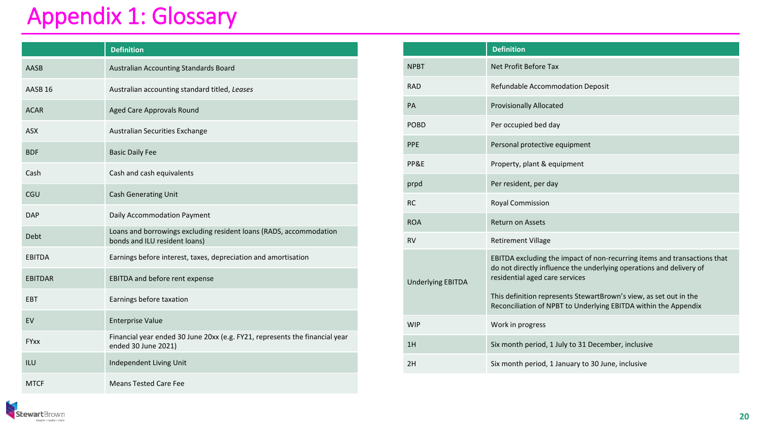# Appendix 1: Glossary

| | Definition |
|---|---|
| AASB | Australian Accounting Standards Board |
| AASB 16 | Australian accounting standard titled, *Leases* |
| ACAR | Aged Care Approvals Round |
| ASX | Australian Securities Exchange |
| BDF | Basic Daily Fee |
| Cash | Cash and cash equivalents |
| CGU | Cash Generating Unit |
| DAP | Daily Accommodation Payment |
| Debt | Loans and borrowings excluding resident loans (RADS, accommodation bonds and ILU resident loans) |
| EBITDA | Earnings before interest, taxes, depreciation and amortisation |
| EBITDAR | EBITDA and before rent expense |
| EBT | Earnings before taxation |
| EV | Enterprise Value |
| FYxx | Financial year ended 30 June 20xx (e.g. FY21, represents the financial year ended 30 June 2021) |
| ILU | Independent Living Unit |
| MTCF | Means Tested Care Fee |

| | Definition |
|---|---|
| NPBT | Net Profit Before Tax |
| RAD | Refundable Accommodation Deposit |
| PA | Provisionally Allocated |
| POBD | Per occupied bed day |
| PPE | Personal protective equipment |
| PP&E | Property, plant & equipment |
| prpd | Per resident, per day |
| RC | Royal Commission |
| ROA | Return on Assets |
| RV | Retirement Village |
| Underlying EBITDA | EBITDA excluding the impact of non-recurring items and transactions that do not directly influence the underlying operations and delivery of residential aged care services<br><br>This definition represents StewartBrown's view, as set out in the Reconciliation of NPBT to Underlying EBITDA within the Appendix |
| WIP | Work in progress |
| 1H | Six month period, 1 July to 31 December, inclusive |
| 2H | Six month period, 1 January to 30 June, inclusive |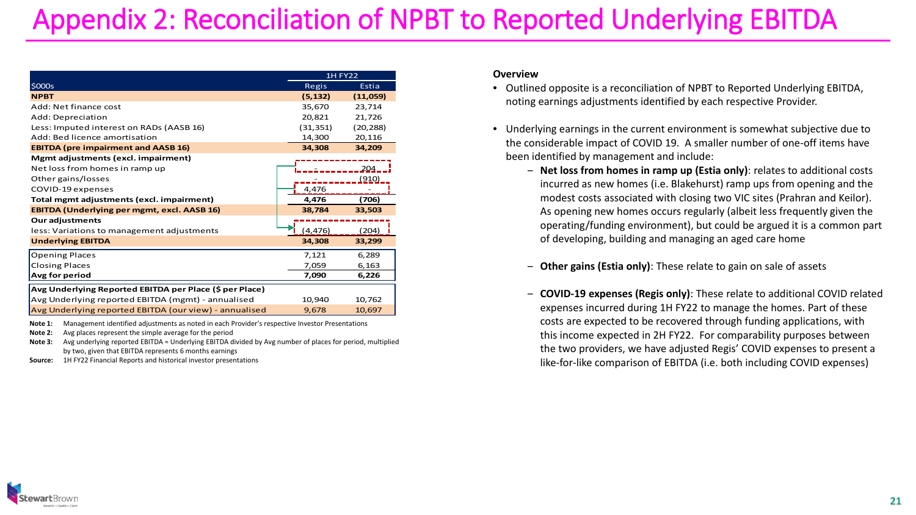# Appendix 2: Reconciliation of NPBT to Reported Underlying EBITDA

| | 1H FY22 | |
|---|---|---|
| **$000s** | **Regis** | **Estia** |
| **NPBT** | **(5,132)** | **(11,059)** |
| Add: Net finance cost | 35,670 | 23,714 |
| Add: Depreciation | 20,821 | 21,726 |
| Less: Imputed interest on RADs (AASB 16) | (31,351) | (20,288) |
| Add: Bed licence amortisation | 14,300 | 20,116 |
| **EBITDA (pre impairment and AASB 16)** | **34,308** | **34,209** |
| **Mgmt adjustments (excl. impairment)** | | |
| Net loss from homes in ramp up | - | 204 |
| Other gains/losses | - | (910) |
| COVID-19 expenses | 4,476 | - |
| **Total mgmt adjustments (excl. impairment)** | **4,476** | **(706)** |
| **EBITDA (Underlying per mgmt, excl. AASB 16)** | **38,784** | **33,503** |
| **Our adjustments** | | |
| less: Variations to management adjustments | (4,476) | (204) |
| **Underlying EBITDA** | **34,308** | **33,299** |
| Opening Places | 7,121 | 6,289 |
| Closing Places | 7,059 | 6,163 |
| **Avg for period** | **7,090** | **6,226** |
| **Avg Underlying Reported EBITDA per Place ($ per Place)** | | |
| Avg Underlying reported EBITDA (mgmt) - annualised | 10,940 | 10,762 |
| Avg Underlying reported EBITDA (our view) - annualised | 9,678 | 10,697 |

**Note 1:** Management identified adjustments as noted in each Provider's respective Investor Presentations

**Note 2:** Avg places represent the simple average for the period

**Note 3:** Avg underlying reported EBITDA = Underlying EBITDA divided by Avg number of places for period, multiplied by two, given that EBITDA represents 6 months earnings

**Source:** 1H FY22 Financial Reports and historical investor presentations

**Overview**

- Outlined opposite is a reconciliation of NPBT to Reported Underlying EBITDA, noting earnings adjustments identified by each respective Provider.
- Underlying earnings in the current environment is somewhat subjective due to the considerable impact of COVID 19. A smaller number of one-off items have been identified by management and include:
  - **Net loss from homes in ramp up (Estia only)**: relates to additional costs incurred as new homes (i.e. Blakehurst) ramp ups from opening and the modest costs associated with closing two VIC sites (Prahran and Keilor). As opening new homes occurs regularly (albeit less frequently given the operating/funding environment), but could be argued it is a common part of developing, building and managing an aged care home
  - **Other gains (Estia only)**: These relate to gain on sale of assets
  - **COVID-19 expenses (Regis only)**: These relate to additional COVID related expenses incurred during 1H FY22 to manage the homes. Part of these costs are expected to be recovered through funding applications, with this income expected in 2H FY22. For comparability purposes between the two providers, we have adjusted Regis' COVID expenses to present a like-for-like comparison of EBITDA (i.e. both including COVID expenses)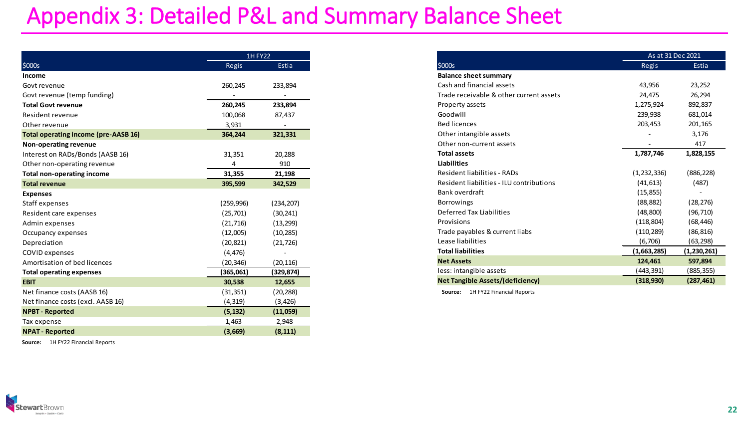# Appendix 3: Detailed P&L and Summary Balance Sheet

| $000s | 1H FY22 | |
|---|---|---|
| | Regis | Estia |
| **Income** | | |
| Govt revenue | 260,245 | 233,894 |
| Govt revenue (temp funding) | - | - |
| **Total Govt revenue** | **260,245** | **233,894** |
| Resident revenue | 100,068 | 87,437 |
| Other revenue | 3,931 | - |
| **Total operating income (pre-AASB 16)** | **364,244** | **321,331** |
| **Non-operating revenue** | | |
| Interest on RADs/Bonds (AASB 16) | 31,351 | 20,288 |
| Other non-operating revenue | 4 | 910 |
| **Total non-operating income** | **31,355** | **21,198** |
| **Total revenue** | **395,599** | **342,529** |
| **Expenses** | | |
| Staff expenses | (259,996) | (234,207) |
| Resident care expenses | (25,701) | (30,241) |
| Admin expenses | (21,716) | (13,299) |
| Occupancy expenses | (12,005) | (10,285) |
| Depreciation | (20,821) | (21,726) |
| COVID expenses | (4,476) | - |
| Amortisation of bed licences | (20,346) | (20,116) |
| **Total operating expenses** | **(365,061)** | **(329,874)** |
| **EBIT** | **30,538** | **12,655** |
| Net finance costs (AASB 16) | (31,351) | (20,288) |
| Net finance costs (excl. AASB 16) | (4,319) | (3,426) |
| **NPBT - Reported** | **(5,132)** | **(11,059)** |
| Tax expense | 1,463 | 2,948 |
| **NPAT - Reported** | **(3,669)** | **(8,111)** |

**Source:** 1H FY22 Financial Reports

| $000s | As at 31 Dec 2021 | |
|---|---|---|
| | Regis | Estia |
| **Balance sheet summary** | | |
| Cash and financial assets | 43,956 | 23,252 |
| Trade receivable & other current assets | 24,475 | 26,294 |
| Property assets | 1,275,924 | 892,837 |
| Goodwill | 239,938 | 681,014 |
| Bed licences | 203,453 | 201,165 |
| Other intangible assets | - | 3,176 |
| Other non-current assets | - | 417 |
| **Total assets** | **1,787,746** | **1,828,155** |
| **Liabilities** | | |
| Resident liabilities - RADs | (1,232,336) | (886,228) |
| Resident liabilities - ILU contributions | (41,613) | (487) |
| Bank overdraft | (15,855) | - |
| Borrowings | (88,882) | (28,276) |
| Deferred Tax Liabilities | (48,800) | (96,710) |
| Provisions | (118,804) | (68,446) |
| Trade payables & current liabs | (110,289) | (86,816) |
| Lease liabilities | (6,706) | (63,298) |
| **Total liabilities** | **(1,663,285)** | **(1,230,261)** |
| **Net Assets** | **124,461** | **597,894** |
| less: intangible assets | (443,391) | (885,355) |
| **Net Tangible Assets/(deficiency)** | **(318,930)** | **(287,461)** |

**Source:** 1H FY22 Financial Reports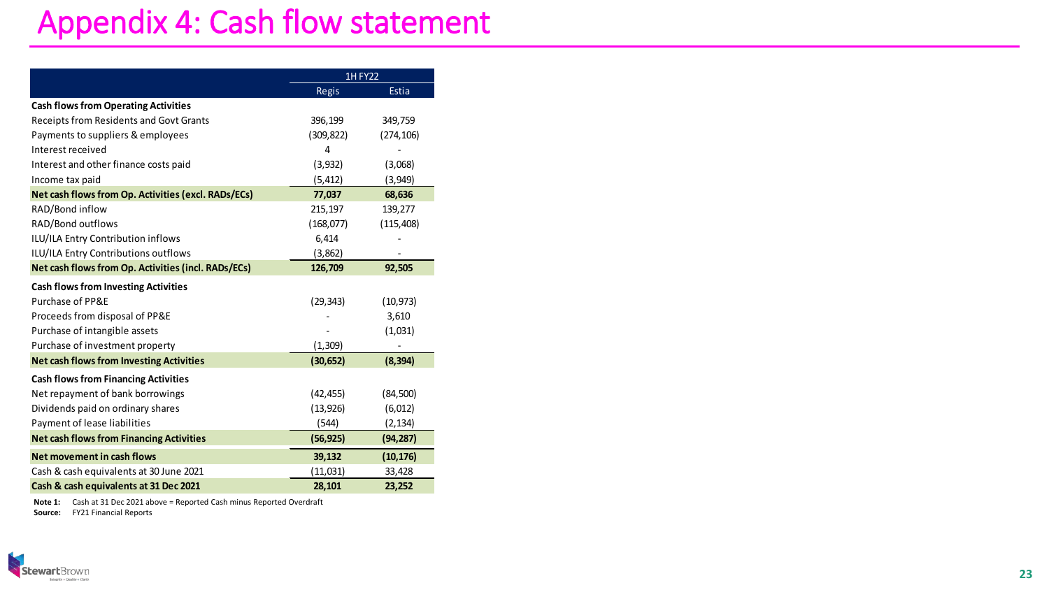# Appendix 4: Cash flow statement

| | 1H FY22 | |
|---|---|---|
| | Regis | Estia |
| **Cash flows from Operating Activities** | | |
| Receipts from Residents and Govt Grants | 396,199 | 349,759 |
| Payments to suppliers & employees | (309,822) | (274,106) |
| Interest received | 4 | - |
| Interest and other finance costs paid | (3,932) | (3,068) |
| Income tax paid | (5,412) | (3,949) |
| **Net cash flows from Op. Activities (excl. RADs/ECs)** | **77,037** | **68,636** |
| RAD/Bond inflow | 215,197 | 139,277 |
| RAD/Bond outflows | (168,077) | (115,408) |
| ILU/ILA Entry Contribution inflows | 6,414 | - |
| ILU/ILA Entry Contributions outflows | (3,862) | - |
| **Net cash flows from Op. Activities (incl. RADs/ECs)** | **126,709** | **92,505** |
| **Cash flows from Investing Activities** | | |
| Purchase of PP&E | (29,343) | (10,973) |
| Proceeds from disposal of PP&E | - | 3,610 |
| Purchase of intangible assets | - | (1,031) |
| Purchase of investment property | (1,309) | - |
| **Net cash flows from Investing Activities** | **(30,652)** | **(8,394)** |
| **Cash flows from Financing Activities** | | |
| Net repayment of bank borrowings | (42,455) | (84,500) |
| Dividends paid on ordinary shares | (13,926) | (6,012) |
| Payment of lease liabilities | (544) | (2,134) |
| **Net cash flows from Financing Activities** | **(56,925)** | **(94,287)** |
| **Net movement in cash flows** | **39,132** | **(10,176)** |
| Cash & cash equivalents at 30 June 2021 | (11,031) | 33,428 |
| **Cash & cash equivalents at 31 Dec 2021** | **28,101** | **23,252** |

**Note 1:** Cash at 31 Dec 2021 above = Reported Cash minus Reported Overdraft

**Source:** FY21 Financial Reports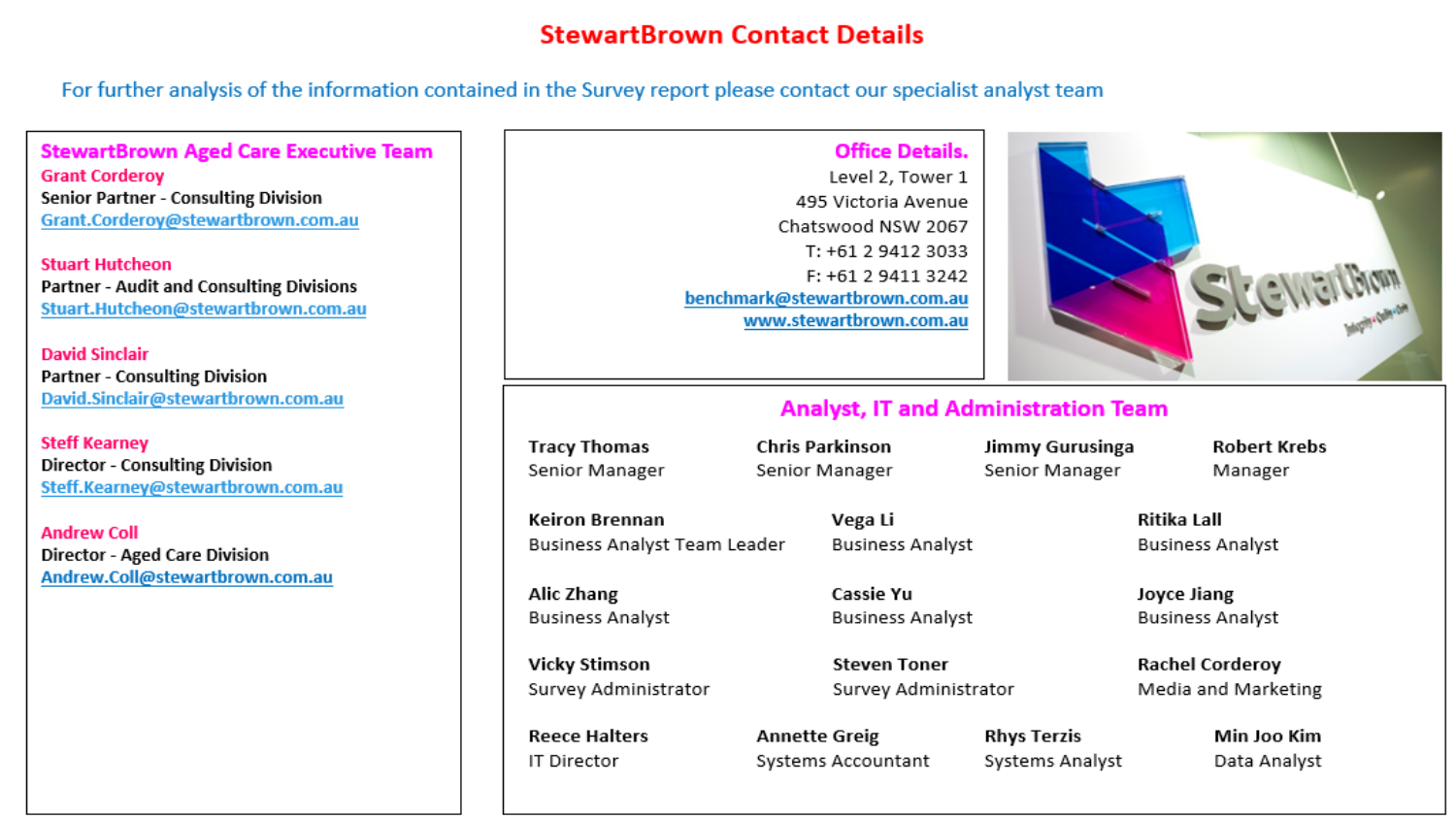# StewartBrown Contact Details

For further analysis of the information contained in the Survey report please contact our specialist analyst team

## StewartBrown Aged Care Executive Team

**Grant Corderoy**
Senior Partner - Consulting Division
Grant.Corderoy@stewartbrown.com.au

**Stuart Hutcheon**
Partner - Audit and Consulting Divisions
Stuart.Hutcheon@stewartbrown.com.au

**David Sinclair**
Partner - Consulting Division
David.Sinclair@stewartbrown.com.au

**Steff Kearney**
Director - Consulting Division
Steff.Kearney@stewartbrown.com.au

**Andrew Coll**
Director - Aged Care Division
Andrew.Coll@stewartbrown.com.au

## Office Details.

Level 2, Tower 1
495 Victoria Avenue
Chatswood NSW 2067
T: +61 2 9412 3033
F: +61 2 9411 3242
benchmark@stewartbrown.com.au
www.stewartbrown.com.au

## Analyst, IT and Administration Team

**Tracy Thomas**
Senior Manager

**Chris Parkinson**
Senior Manager

**Jimmy Gurusinga**
Senior Manager

**Robert Krebs**
Manager

**Keiron Brennan**
Business Analyst Team Leader

**Vega Li**
Business Analyst

**Ritika Lall**
Business Analyst

**Alic Zhang**
Business Analyst

**Cassie Yu**
Business Analyst

**Joyce Jiang**
Business Analyst

**Vicky Stimson**
Survey Administrator

**Steven Toner**
Survey Administrator

**Rachel Corderoy**
Media and Marketing

**Reece Halters**
IT Director

**Annette Greig**
Systems Accountant

**Rhys Terzis**
Systems Analyst

**Min Joo Kim**
Data Analyst